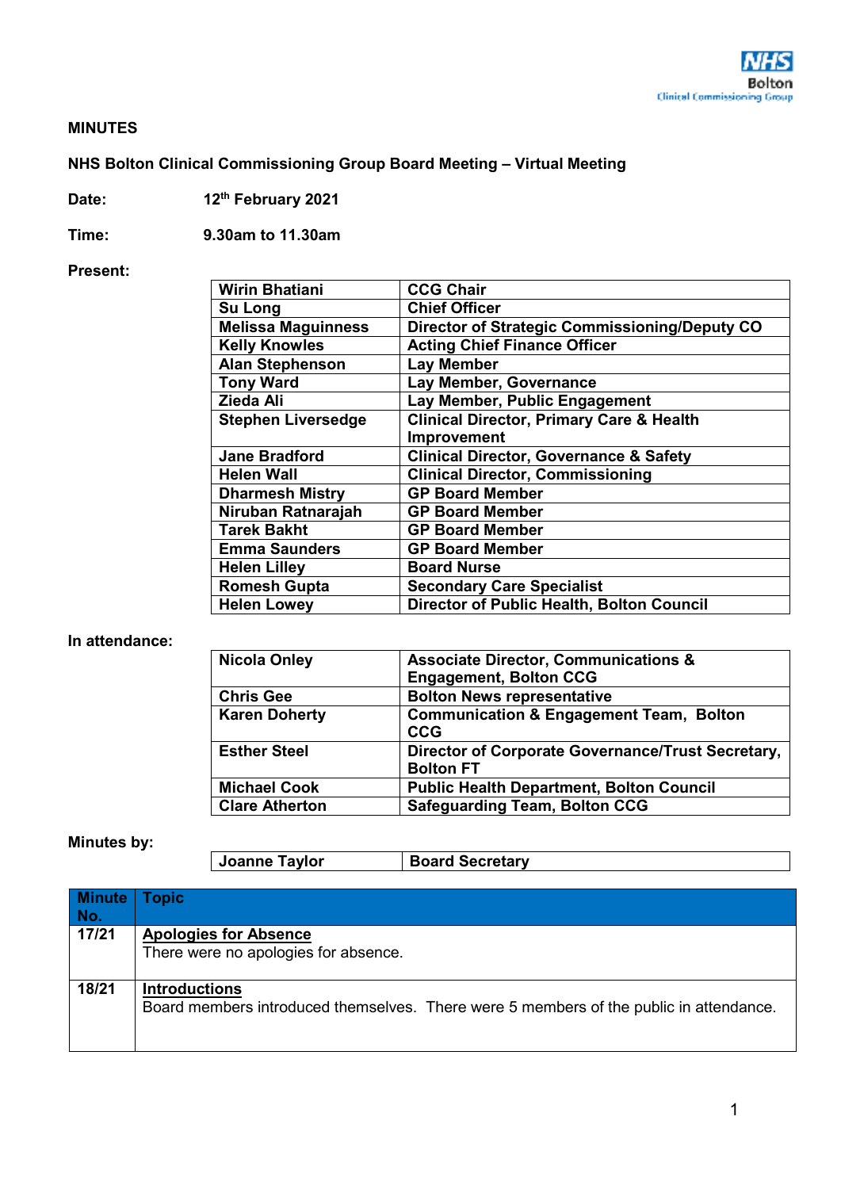NHS Bolton Clinical Commissioning Group

**MINUTES**

**NHS Bolton Clinical Commissioning Group Board Meeting – Virtual Meeting**

**Date:** 12th February 2021

**Time:** 9.30am to 11.30am

**Present:**

| | |
|---|---|
| Wirin Bhatiani | CCG Chair |
| Su Long | Chief Officer |
| Melissa Maguinness | Director of Strategic Commissioning/Deputy CO |
| Kelly Knowles | Acting Chief Finance Officer |
| Alan Stephenson | Lay Member |
| Tony Ward | Lay Member, Governance |
| Zieda Ali | Lay Member, Public Engagement |
| Stephen Liversedge | Clinical Director, Primary Care & Health Improvement |
| Jane Bradford | Clinical Director, Governance & Safety |
| Helen Wall | Clinical Director, Commissioning |
| Dharmesh Mistry | GP Board Member |
| Niruban Ratnarajah | GP Board Member |
| Tarek Bakht | GP Board Member |
| Emma Saunders | GP Board Member |
| Helen Lilley | Board Nurse |
| Romesh Gupta | Secondary Care Specialist |
| Helen Lowey | Director of Public Health, Bolton Council |

**In attendance:**

| | |
|---|---|
| Nicola Onley | Associate Director, Communications & Engagement, Bolton CCG |
| Chris Gee | Bolton News representative |
| Karen Doherty | Communication & Engagement Team, Bolton CCG |
| Esther Steel | Director of Corporate Governance/Trust Secretary, Bolton FT |
| Michael Cook | Public Health Department, Bolton Council |
| Clare Atherton | Safeguarding Team, Bolton CCG |

**Minutes by:**

| | |
|---|---|
| Joanne Taylor | Board Secretary |

| Minute No. | Topic |
|---|---|
| 17/21 | **Apologies for Absence**<br>There were no apologies for absence. |
| 18/21 | **Introductions**<br>Board members introduced themselves. There were 5 members of the public in attendance. |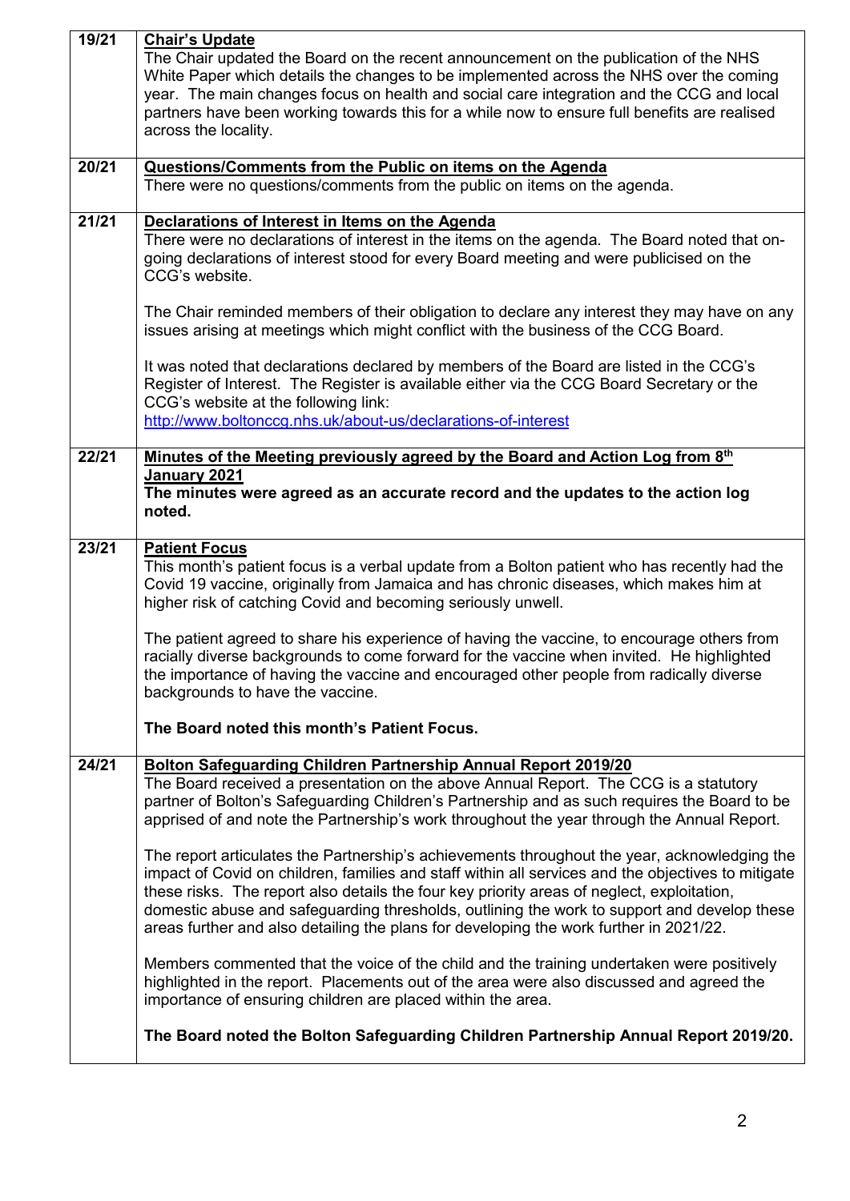| | |
|---|---|
| 19/21 | **Chair's Update**<br>The Chair updated the Board on the recent announcement on the publication of the NHS White Paper which details the changes to be implemented across the NHS over the coming year. The main changes focus on health and social care integration and the CCG and local partners have been working towards this for a while now to ensure full benefits are realised across the locality. |
| 20/21 | **Questions/Comments from the Public on items on the Agenda**<br>There were no questions/comments from the public on items on the agenda. |
| 21/21 | **Declarations of Interest in Items on the Agenda**<br>There were no declarations of interest in the items on the agenda. The Board noted that on-going declarations of interest stood for every Board meeting and were publicised on the CCG's website.<br><br>The Chair reminded members of their obligation to declare any interest they may have on any issues arising at meetings which might conflict with the business of the CCG Board.<br><br>It was noted that declarations declared by members of the Board are listed in the CCG's Register of Interest. The Register is available either via the CCG Board Secretary or the CCG's website at the following link:<br>http://www.boltonccg.nhs.uk/about-us/declarations-of-interest |
| 22/21 | **Minutes of the Meeting previously agreed by the Board and Action Log from 8th January 2021**<br>**The minutes were agreed as an accurate record and the updates to the action log noted.** |
| 23/21 | **Patient Focus**<br>This month's patient focus is a verbal update from a Bolton patient who has recently had the Covid 19 vaccine, originally from Jamaica and has chronic diseases, which makes him at higher risk of catching Covid and becoming seriously unwell.<br><br>The patient agreed to share his experience of having the vaccine, to encourage others from racially diverse backgrounds to come forward for the vaccine when invited. He highlighted the importance of having the vaccine and encouraged other people from radically diverse backgrounds to have the vaccine.<br><br>**The Board noted this month's Patient Focus.** |
| 24/21 | **Bolton Safeguarding Children Partnership Annual Report 2019/20**<br>The Board received a presentation on the above Annual Report. The CCG is a statutory partner of Bolton's Safeguarding Children's Partnership and as such requires the Board to be apprised of and note the Partnership's work throughout the year through the Annual Report.<br><br>The report articulates the Partnership's achievements throughout the year, acknowledging the impact of Covid on children, families and staff within all services and the objectives to mitigate these risks. The report also details the four key priority areas of neglect, exploitation, domestic abuse and safeguarding thresholds, outlining the work to support and develop these areas further and also detailing the plans for developing the work further in 2021/22.<br><br>Members commented that the voice of the child and the training undertaken were positively highlighted in the report. Placements out of the area were also discussed and agreed the importance of ensuring children are placed within the area.<br><br>**The Board noted the Bolton Safeguarding Children Partnership Annual Report 2019/20.** |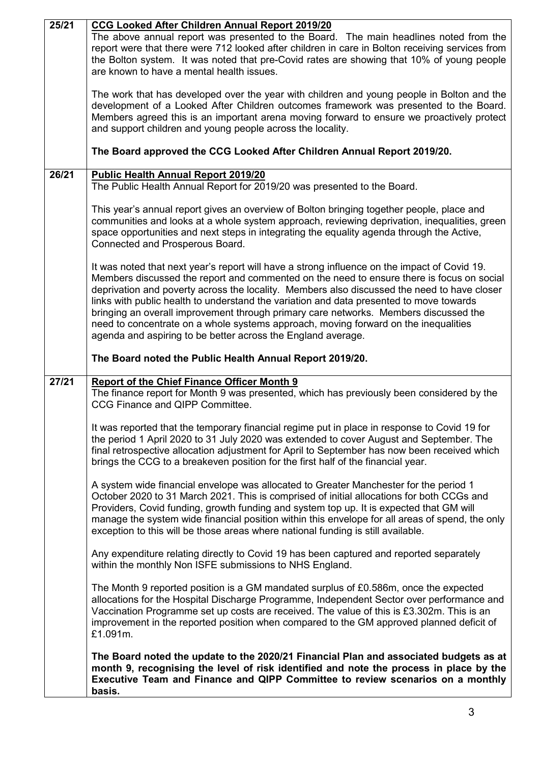| | |
|---|---|
| 25/21 | **CCG Looked After Children Annual Report 2019/20**<br>The above annual report was presented to the Board. The main headlines noted from the report were that there were 712 looked after children in care in Bolton receiving services from the Bolton system. It was noted that pre-Covid rates are showing that 10% of young people are known to have a mental health issues.<br><br>The work that has developed over the year with children and young people in Bolton and the development of a Looked After Children outcomes framework was presented to the Board. Members agreed this is an important arena moving forward to ensure we proactively protect and support children and young people across the locality.<br><br>**The Board approved the CCG Looked After Children Annual Report 2019/20.** |
| 26/21 | **Public Health Annual Report 2019/20**<br>The Public Health Annual Report for 2019/20 was presented to the Board.<br><br>This year's annual report gives an overview of Bolton bringing together people, place and communities and looks at a whole system approach, reviewing deprivation, inequalities, green space opportunities and next steps in integrating the equality agenda through the Active, Connected and Prosperous Board.<br><br>It was noted that next year's report will have a strong influence on the impact of Covid 19. Members discussed the report and commented on the need to ensure there is focus on social deprivation and poverty across the locality. Members also discussed the need to have closer links with public health to understand the variation and data presented to move towards bringing an overall improvement through primary care networks. Members discussed the need to concentrate on a whole systems approach, moving forward on the inequalities agenda and aspiring to be better across the England average.<br><br>**The Board noted the Public Health Annual Report 2019/20.** |
| 27/21 | **Report of the Chief Finance Officer Month 9**<br>The finance report for Month 9 was presented, which has previously been considered by the CCG Finance and QIPP Committee.<br><br>It was reported that the temporary financial regime put in place in response to Covid 19 for the period 1 April 2020 to 31 July 2020 was extended to cover August and September. The final retrospective allocation adjustment for April to September has now been received which brings the CCG to a breakeven position for the first half of the financial year.<br><br>A system wide financial envelope was allocated to Greater Manchester for the period 1 October 2020 to 31 March 2021. This is comprised of initial allocations for both CCGs and Providers, Covid funding, growth funding and system top up. It is expected that GM will manage the system wide financial position within this envelope for all areas of spend, the only exception to this will be those areas where national funding is still available.<br><br>Any expenditure relating directly to Covid 19 has been captured and reported separately within the monthly Non ISFE submissions to NHS England.<br><br>The Month 9 reported position is a GM mandated surplus of £0.586m, once the expected allocations for the Hospital Discharge Programme, Independent Sector over performance and Vaccination Programme set up costs are received. The value of this is £3.302m. This is an improvement in the reported position when compared to the GM approved planned deficit of £1.091m.<br><br>**The Board noted the update to the 2020/21 Financial Plan and associated budgets as at month 9, recognising the level of risk identified and note the process in place by the Executive Team and Finance and QIPP Committee to review scenarios on a monthly basis.** |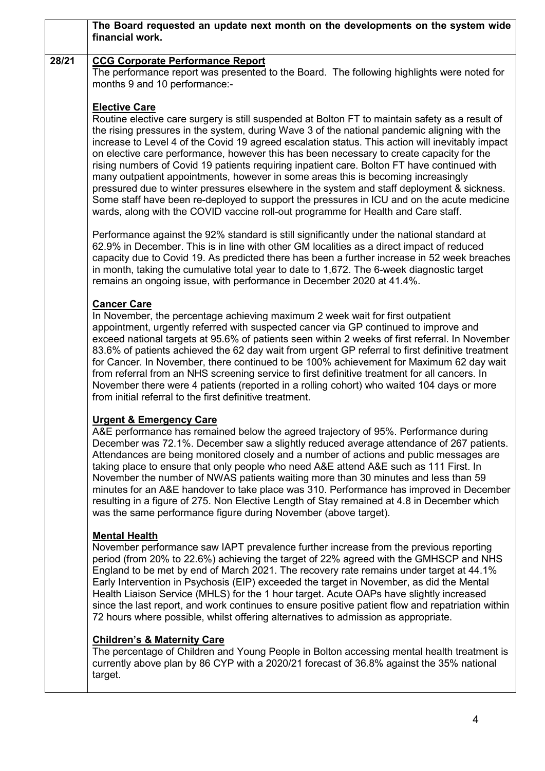| | |
|---|---|
| | **The Board requested an update next month on the developments on the system wide financial work.** |
| **28/21** | **CCG Corporate Performance Report**<br>The performance report was presented to the Board. The following highlights were noted for months 9 and 10 performance:-<br><br>**Elective Care**<br>Routine elective care surgery is still suspended at Bolton FT to maintain safety as a result of the rising pressures in the system, during Wave 3 of the national pandemic aligning with the increase to Level 4 of the Covid 19 agreed escalation status. This action will inevitably impact on elective care performance, however this has been necessary to create capacity for the rising numbers of Covid 19 patients requiring inpatient care. Bolton FT have continued with many outpatient appointments, however in some areas this is becoming increasingly pressured due to winter pressures elsewhere in the system and staff deployment & sickness. Some staff have been re-deployed to support the pressures in ICU and on the acute medicine wards, along with the COVID vaccine roll-out programme for Health and Care staff.<br><br>Performance against the 92% standard is still significantly under the national standard at 62.9% in December. This is in line with other GM localities as a direct impact of reduced capacity due to Covid 19. As predicted there has been a further increase in 52 week breaches in month, taking the cumulative total year to date to 1,672. The 6-week diagnostic target remains an ongoing issue, with performance in December 2020 at 41.4%.<br><br>**Cancer Care**<br>In November, the percentage achieving maximum 2 week wait for first outpatient appointment, urgently referred with suspected cancer via GP continued to improve and exceed national targets at 95.6% of patients seen within 2 weeks of first referral. In November 83.6% of patients achieved the 62 day wait from urgent GP referral to first definitive treatment for Cancer. In November, there continued to be 100% achievement for Maximum 62 day wait from referral from an NHS screening service to first definitive treatment for all cancers. In November there were 4 patients (reported in a rolling cohort) who waited 104 days or more from initial referral to the first definitive treatment.<br><br>**Urgent & Emergency Care**<br>A&E performance has remained below the agreed trajectory of 95%. Performance during December was 72.1%. December saw a slightly reduced average attendance of 267 patients. Attendances are being monitored closely and a number of actions and public messages are taking place to ensure that only people who need A&E attend A&E such as 111 First. In November the number of NWAS patients waiting more than 30 minutes and less than 59 minutes for an A&E handover to take place was 310. Performance has improved in December resulting in a figure of 275. Non Elective Length of Stay remained at 4.8 in December which was the same performance figure during November (above target).<br><br>**Mental Health**<br>November performance saw IAPT prevalence further increase from the previous reporting period (from 20% to 22.6%) achieving the target of 22% agreed with the GMHSCP and NHS England to be met by end of March 2021. The recovery rate remains under target at 44.1% Early Intervention in Psychosis (EIP) exceeded the target in November, as did the Mental Health Liaison Service (MHLS) for the 1 hour target. Acute OAPs have slightly increased since the last report, and work continues to ensure positive patient flow and repatriation within 72 hours where possible, whilst offering alternatives to admission as appropriate.<br><br>**Children's & Maternity Care**<br>The percentage of Children and Young People in Bolton accessing mental health treatment is currently above plan by 86 CYP with a 2020/21 forecast of 36.8% against the 35% national target. |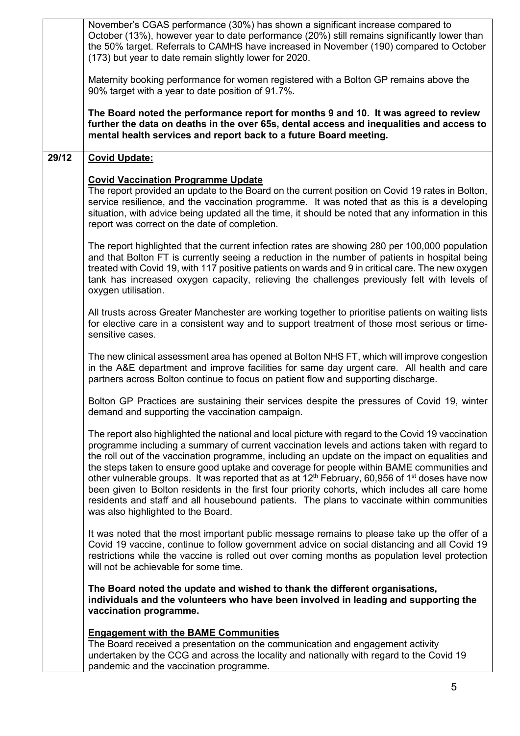| | |
|---|---|
| | November's CGAS performance (30%) has shown a significant increase compared to October (13%), however year to date performance (20%) still remains significantly lower than the 50% target. Referrals to CAMHS have increased in November (190) compared to October (173) but year to date remain slightly lower for 2020.<br><br>Maternity booking performance for women registered with a Bolton GP remains above the 90% target with a year to date position of 91.7%.<br><br>**The Board noted the performance report for months 9 and 10. It was agreed to review further the data on deaths in the over 65s, dental access and inequalities and access to mental health services and report back to a future Board meeting.** |
| **29/12** | **<u>Covid Update:</u>**<br><br>**<u>Covid Vaccination Programme Update</u>**<br>The report provided an update to the Board on the current position on Covid 19 rates in Bolton, service resilience, and the vaccination programme. It was noted that as this is a developing situation, with advice being updated all the time, it should be noted that any information in this report was correct on the date of completion.<br><br>The report highlighted that the current infection rates are showing 280 per 100,000 population and that Bolton FT is currently seeing a reduction in the number of patients in hospital being treated with Covid 19, with 117 positive patients on wards and 9 in critical care. The new oxygen tank has increased oxygen capacity, relieving the challenges previously felt with levels of oxygen utilisation.<br><br>All trusts across Greater Manchester are working together to prioritise patients on waiting lists for elective care in a consistent way and to support treatment of those most serious or time-sensitive cases.<br><br>The new clinical assessment area has opened at Bolton NHS FT, which will improve congestion in the A&E department and improve facilities for same day urgent care. All health and care partners across Bolton continue to focus on patient flow and supporting discharge.<br><br>Bolton GP Practices are sustaining their services despite the pressures of Covid 19, winter demand and supporting the vaccination campaign.<br><br>The report also highlighted the national and local picture with regard to the Covid 19 vaccination programme including a summary of current vaccination levels and actions taken with regard to the roll out of the vaccination programme, including an update on the impact on equalities and the steps taken to ensure good uptake and coverage for people within BAME communities and other vulnerable groups. It was reported that as at 12th February, 60,956 of 1st doses have now been given to Bolton residents in the first four priority cohorts, which includes all care home residents and staff and all housebound patients. The plans to vaccinate within communities was also highlighted to the Board.<br><br>It was noted that the most important public message remains to please take up the offer of a Covid 19 vaccine, continue to follow government advice on social distancing and all Covid 19 restrictions while the vaccine is rolled out over coming months as population level protection will not be achievable for some time.<br><br>**The Board noted the update and wished to thank the different organisations, individuals and the volunteers who have been involved in leading and supporting the vaccination programme.**<br><br>**<u>Engagement with the BAME Communities</u>**<br>The Board received a presentation on the communication and engagement activity undertaken by the CCG and across the locality and nationally with regard to the Covid 19 pandemic and the vaccination programme. |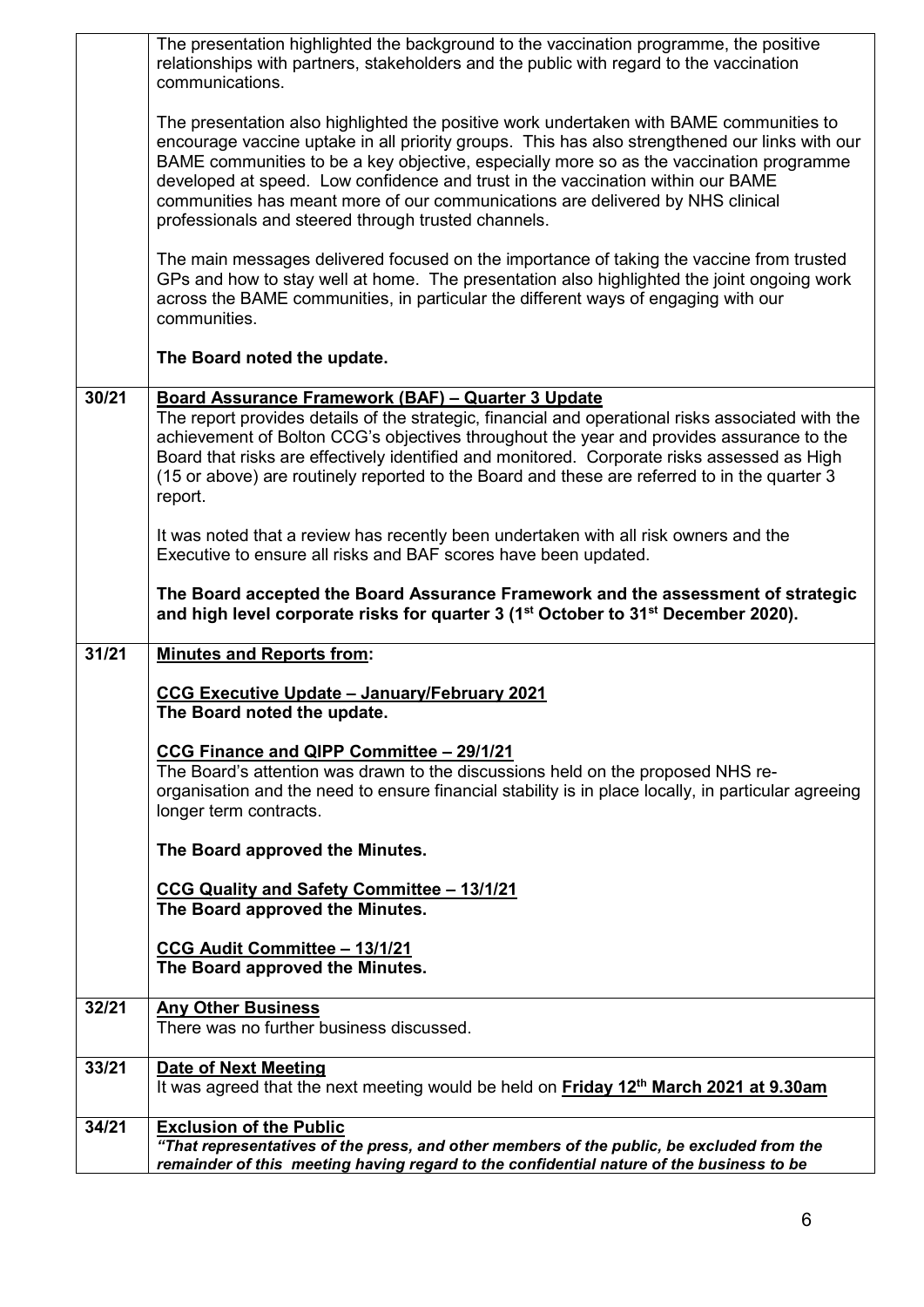| | |
|---|---|
| | The presentation highlighted the background to the vaccination programme, the positive relationships with partners, stakeholders and the public with regard to the vaccination communications.<br><br>The presentation also highlighted the positive work undertaken with BAME communities to encourage vaccine uptake in all priority groups. This has also strengthened our links with our BAME communities to be a key objective, especially more so as the vaccination programme developed at speed. Low confidence and trust in the vaccination within our BAME communities has meant more of our communications are delivered by NHS clinical professionals and steered through trusted channels.<br><br>The main messages delivered focused on the importance of taking the vaccine from trusted GPs and how to stay well at home. The presentation also highlighted the joint ongoing work across the BAME communities, in particular the different ways of engaging with our communities.<br><br>**The Board noted the update.** |
| 30/21 | **Board Assurance Framework (BAF) – Quarter 3 Update**<br>The report provides details of the strategic, financial and operational risks associated with the achievement of Bolton CCG's objectives throughout the year and provides assurance to the Board that risks are effectively identified and monitored. Corporate risks assessed as High (15 or above) are routinely reported to the Board and these are referred to in the quarter 3 report.<br><br>It was noted that a review has recently been undertaken with all risk owners and the Executive to ensure all risks and BAF scores have been updated.<br><br>**The Board accepted the Board Assurance Framework and the assessment of strategic and high level corporate risks for quarter 3 (1st October to 31st December 2020).** |
| 31/21 | **Minutes and Reports from:**<br><br>**CCG Executive Update – January/February 2021**<br>**The Board noted the update.**<br><br>**CCG Finance and QIPP Committee – 29/1/21**<br>The Board's attention was drawn to the discussions held on the proposed NHS re-organisation and the need to ensure financial stability is in place locally, in particular agreeing longer term contracts.<br><br>**The Board approved the Minutes.**<br><br>**CCG Quality and Safety Committee – 13/1/21**<br>**The Board approved the Minutes.**<br><br>**CCG Audit Committee – 13/1/21**<br>**The Board approved the Minutes.** |
| 32/21 | **Any Other Business**<br>There was no further business discussed. |
| 33/21 | **Date of Next Meeting**<br>It was agreed that the next meeting would be held on **Friday 12th March 2021 at 9.30am** |
| 34/21 | **Exclusion of the Public**<br>***"That representatives of the press, and other members of the public, be excluded from the remainder of this meeting having regard to the confidential nature of the business to be*** |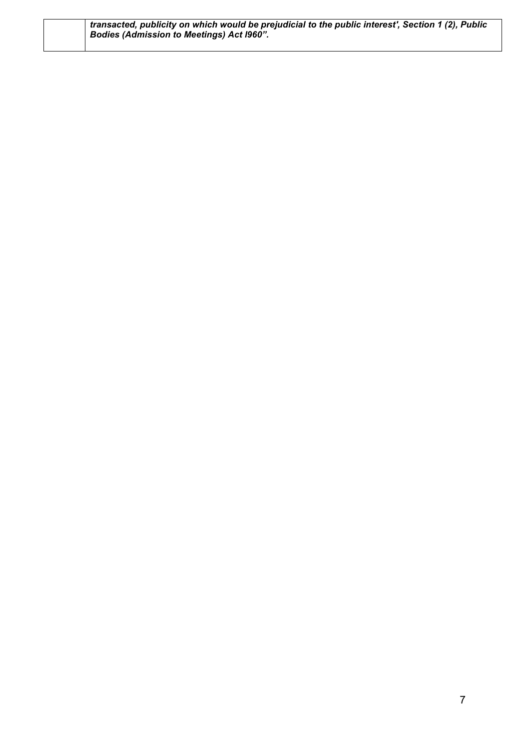|  | ***transacted, publicity on which would be prejudicial to the public interest', Section 1 (2), Public Bodies (Admission to Meetings) Act l960".*** |
| --- | --- |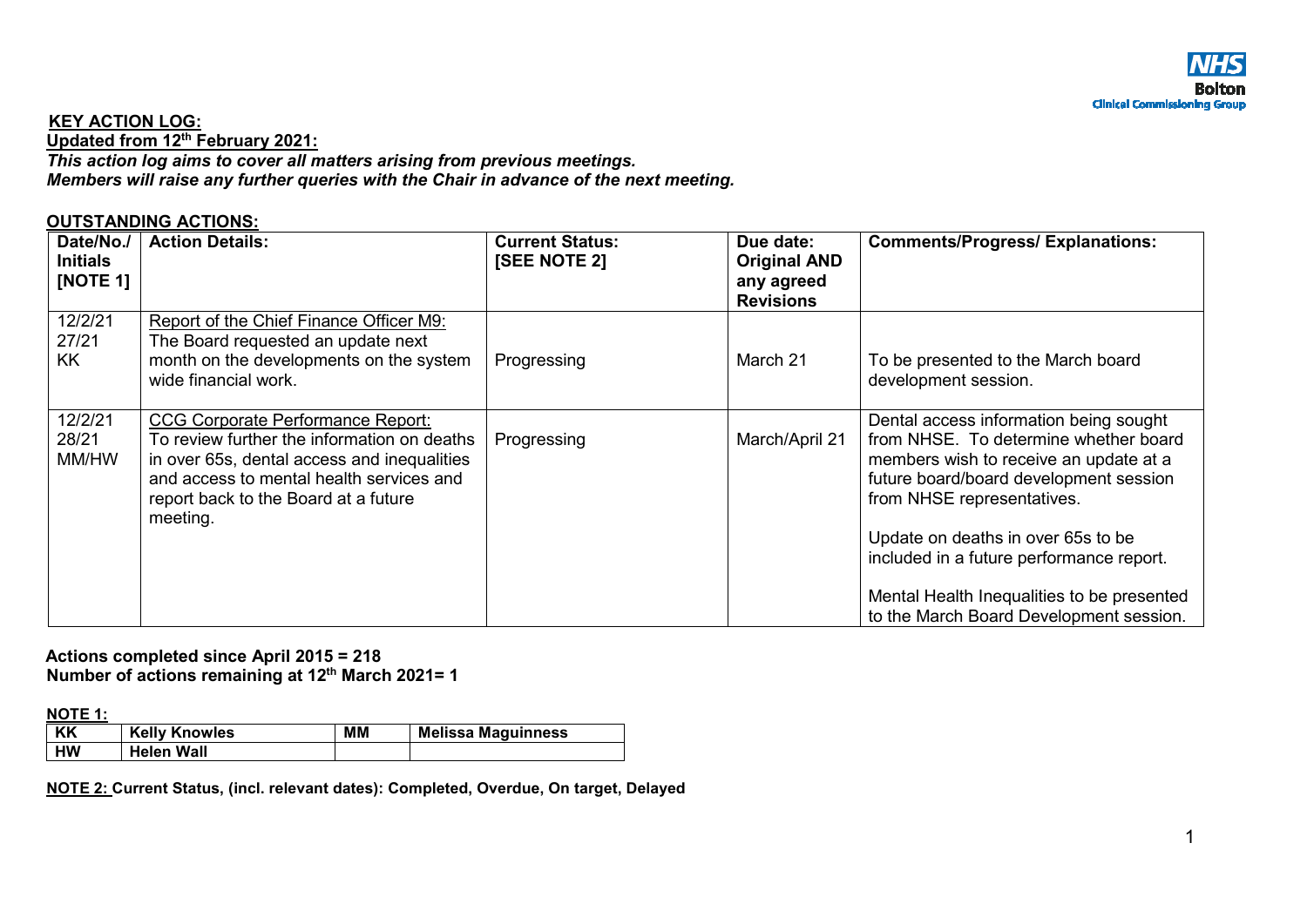**KEY ACTION LOG:**

**Updated from 12th February 2021:**

***This action log aims to cover all matters arising from previous meetings.***
***Members will raise any further queries with the Chair in advance of the next meeting.***

**OUTSTANDING ACTIONS:**

| Date/No./ Initials [NOTE 1] | Action Details: | Current Status: [SEE NOTE 2] | Due date: Original AND any agreed Revisions | Comments/Progress/ Explanations: |
|---|---|---|---|---|
| 12/2/21<br>27/21<br>KK | Report of the Chief Finance Officer M9:<br>The Board requested an update next month on the developments on the system wide financial work. | Progressing | March 21 | To be presented to the March board development session. |
| 12/2/21<br>28/21<br>MM/HW | CCG Corporate Performance Report:<br>To review further the information on deaths in over 65s, dental access and inequalities and access to mental health services and report back to the Board at a future meeting. | Progressing | March/April 21 | Dental access information being sought from NHSE. To determine whether board members wish to receive an update at a future board/board development session from NHSE representatives.<br><br>Update on deaths in over 65s to be included in a future performance report.<br><br>Mental Health Inequalities to be presented to the March Board Development session. |

**Actions completed since April 2015 = 218**
**Number of actions remaining at 12th March 2021= 1**

**NOTE 1:**

| | | | |
|---|---|---|---|
| **KK** | **Kelly Knowles** | **MM** | **Melissa Maguinness** |
| **HW** | **Helen Wall** | | |

**NOTE 2: Current Status, (incl. relevant dates): Completed, Overdue, On target, Delayed**